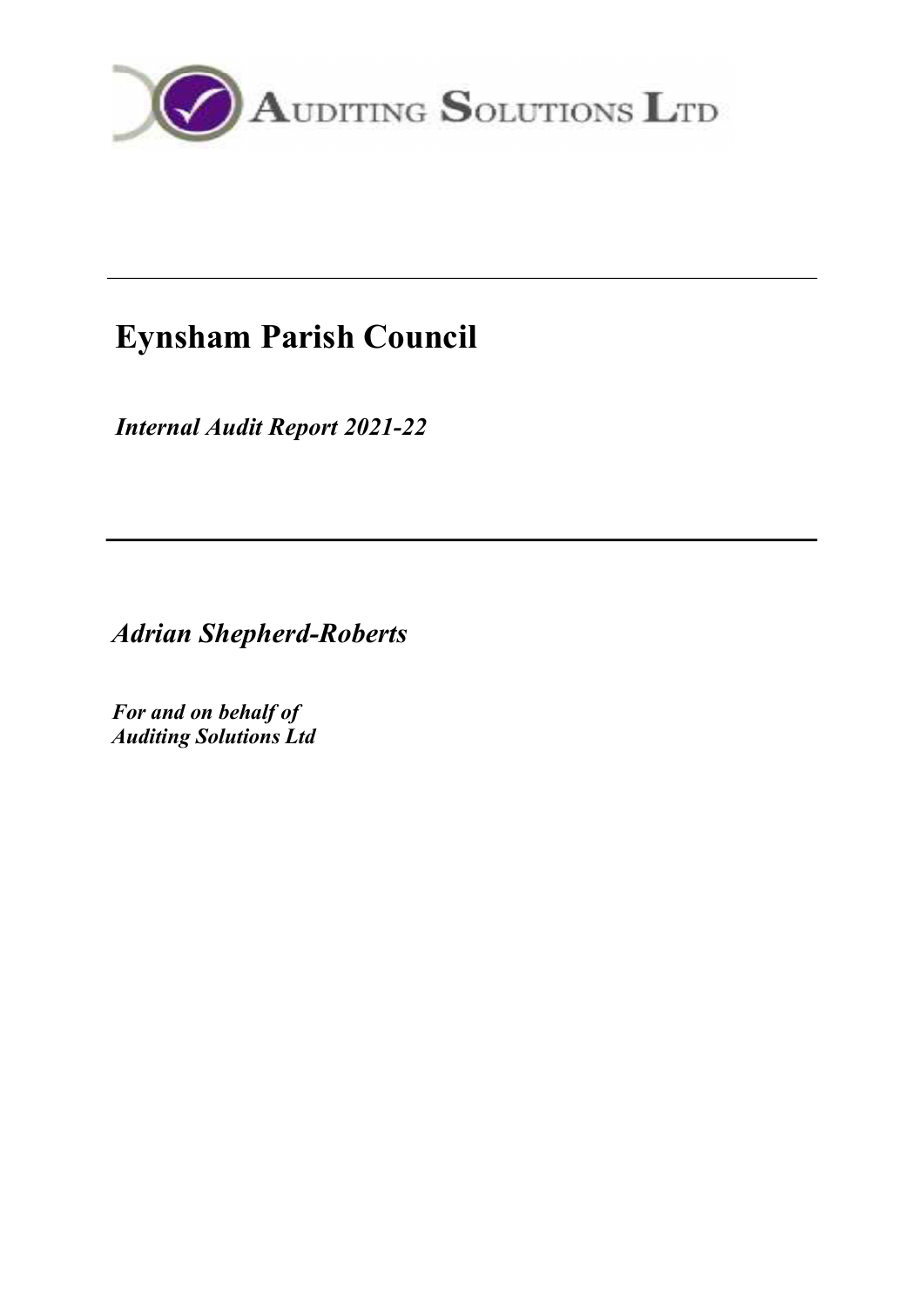# Eynsham Parish Council

***Internal Audit Report 2021-22***

---

***Adrian Shepherd-Roberts***

***For and on behalf of***
***Auditing Solutions Ltd***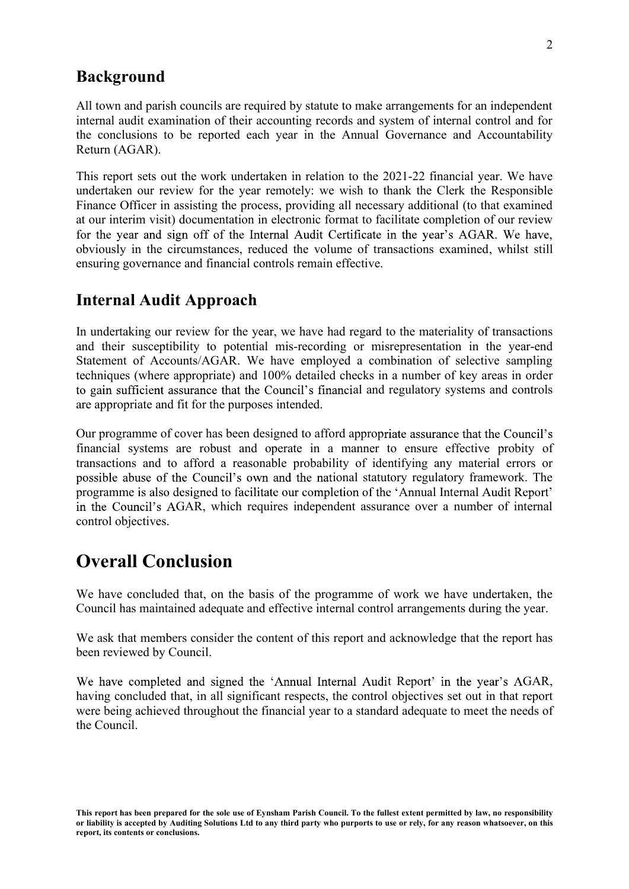## Background

All town and parish councils are required by statute to make arrangements for an independent internal audit examination of their accounting records and system of internal control and for the conclusions to be reported each year in the Annual Governance and Accountability Return (AGAR).

This report sets out the work undertaken in relation to the 2021-22 financial year. We have undertaken our review for the year remotely: we wish to thank the Clerk the Responsible Finance Officer in assisting the process, providing all necessary additional (to that examined at our interim visit) documentation in electronic format to facilitate completion of our review for the year and sign off of the Internal Audit Certificate in the year's AGAR. We have, obviously in the circumstances, reduced the volume of transactions examined, whilst still ensuring governance and financial controls remain effective.

## Internal Audit Approach

In undertaking our review for the year, we have had regard to the materiality of transactions and their susceptibility to potential mis-recording or misrepresentation in the year-end Statement of Accounts/AGAR. We have employed a combination of selective sampling techniques (where appropriate) and 100% detailed checks in a number of key areas in order to gain sufficient assurance that the Council's financial and regulatory systems and controls are appropriate and fit for the purposes intended.

Our programme of cover has been designed to afford appropriate assurance that the Council's financial systems are robust and operate in a manner to ensure effective probity of transactions and to afford a reasonable probability of identifying any material errors or possible abuse of the Council's own and the national statutory regulatory framework. The programme is also designed to facilitate our completion of the 'Annual Internal Audit Report' in the Council's AGAR, which requires independent assurance over a number of internal control objectives.

# Overall Conclusion

We have concluded that, on the basis of the programme of work we have undertaken, the Council has maintained adequate and effective internal control arrangements during the year.

We ask that members consider the content of this report and acknowledge that the report has been reviewed by Council.

We have completed and signed the 'Annual Internal Audit Report' in the year's AGAR, having concluded that, in all significant respects, the control objectives set out in that report were being achieved throughout the financial year to a standard adequate to meet the needs of the Council.

**This report has been prepared for the sole use of Eynsham Parish Council. To the fullest extent permitted by law, no responsibility or liability is accepted by Auditing Solutions Ltd to any third party who purports to use or rely, for any reason whatsoever, on this report, its contents or conclusions.**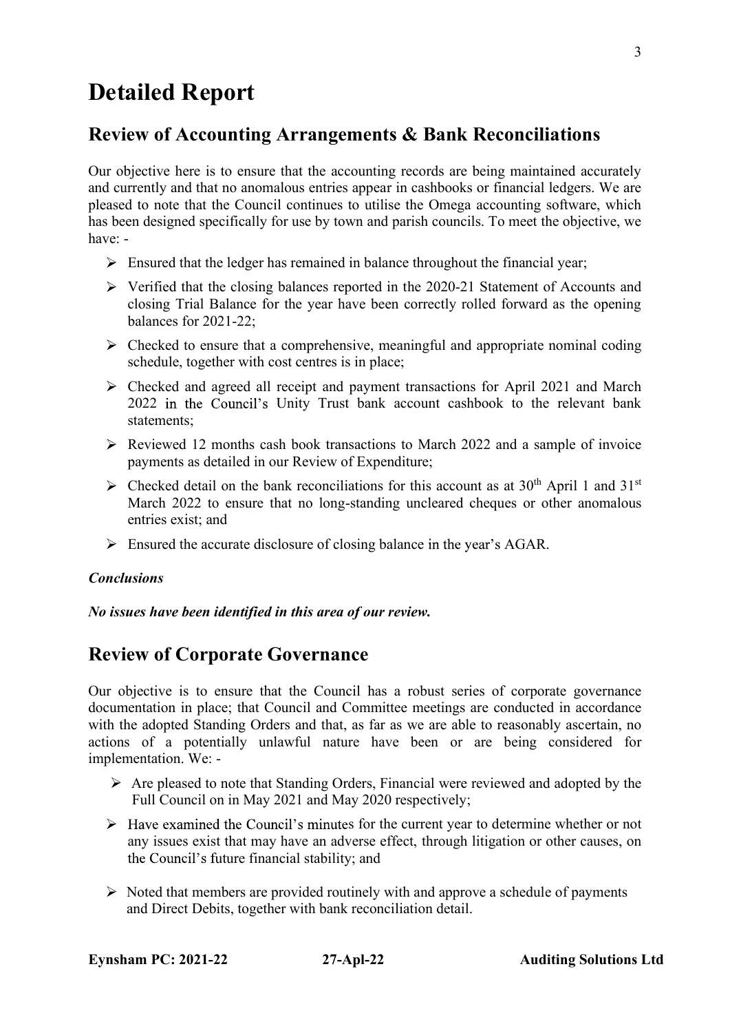# Detailed Report

## Review of Accounting Arrangements & Bank Reconciliations

Our objective here is to ensure that the accounting records are being maintained accurately and currently and that no anomalous entries appear in cashbooks or financial ledgers. We are pleased to note that the Council continues to utilise the Omega accounting software, which has been designed specifically for use by town and parish councils. To meet the objective, we have: -

- Ensured that the ledger has remained in balance throughout the financial year;
- Verified that the closing balances reported in the 2020-21 Statement of Accounts and closing Trial Balance for the year have been correctly rolled forward as the opening balances for 2021-22;
- Checked to ensure that a comprehensive, meaningful and appropriate nominal coding schedule, together with cost centres is in place;
- Checked and agreed all receipt and payment transactions for April 2021 and March 2022 in the Council's Unity Trust bank account cashbook to the relevant bank statements;
- Reviewed 12 months cash book transactions to March 2022 and a sample of invoice payments as detailed in our Review of Expenditure;
- Checked detail on the bank reconciliations for this account as at 30th April 1 and 31st March 2022 to ensure that no long-standing uncleared cheques or other anomalous entries exist; and
- Ensured the accurate disclosure of closing balance in the year's AGAR.

***Conclusions***

***No issues have been identified in this area of our review.***

## Review of Corporate Governance

Our objective is to ensure that the Council has a robust series of corporate governance documentation in place; that Council and Committee meetings are conducted in accordance with the adopted Standing Orders and that, as far as we are able to reasonably ascertain, no actions of a potentially unlawful nature have been or are being considered for implementation. We: -

- Are pleased to note that Standing Orders, Financial were reviewed and adopted by the Full Council on in May 2021 and May 2020 respectively;
- Have examined the Council's minutes for the current year to determine whether or not any issues exist that may have an adverse effect, through litigation or other causes, on the Council's future financial stability; and
- Noted that members are provided routinely with and approve a schedule of payments and Direct Debits, together with bank reconciliation detail.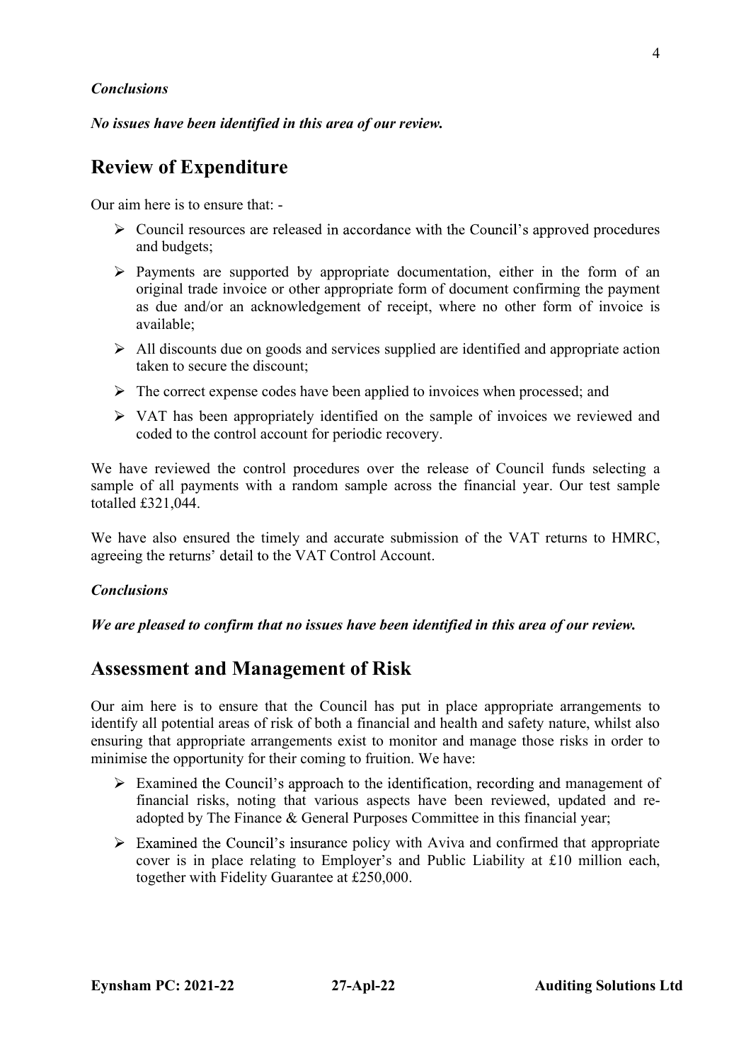***Conclusions***

***No issues have been identified in this area of our review.***

## Review of Expenditure

Our aim here is to ensure that: -

- Council resources are released in accordance with the Council's approved procedures and budgets;
- Payments are supported by appropriate documentation, either in the form of an original trade invoice or other appropriate form of document confirming the payment as due and/or an acknowledgement of receipt, where no other form of invoice is available;
- All discounts due on goods and services supplied are identified and appropriate action taken to secure the discount;
- The correct expense codes have been applied to invoices when processed; and
- VAT has been appropriately identified on the sample of invoices we reviewed and coded to the control account for periodic recovery.

We have reviewed the control procedures over the release of Council funds selecting a sample of all payments with a random sample across the financial year. Our test sample totalled £321,044.

We have also ensured the timely and accurate submission of the VAT returns to HMRC, agreeing the returns' detail to the VAT Control Account.

***Conclusions***

***We are pleased to confirm that no issues have been identified in this area of our review.***

## Assessment and Management of Risk

Our aim here is to ensure that the Council has put in place appropriate arrangements to identify all potential areas of risk of both a financial and health and safety nature, whilst also ensuring that appropriate arrangements exist to monitor and manage those risks in order to minimise the opportunity for their coming to fruition. We have:

- Examined the Council's approach to the identification, recording and management of financial risks, noting that various aspects have been reviewed, updated and re-adopted by The Finance & General Purposes Committee in this financial year;
- Examined the Council's insurance policy with Aviva and confirmed that appropriate cover is in place relating to Employer's and Public Liability at £10 million each, together with Fidelity Guarantee at £250,000.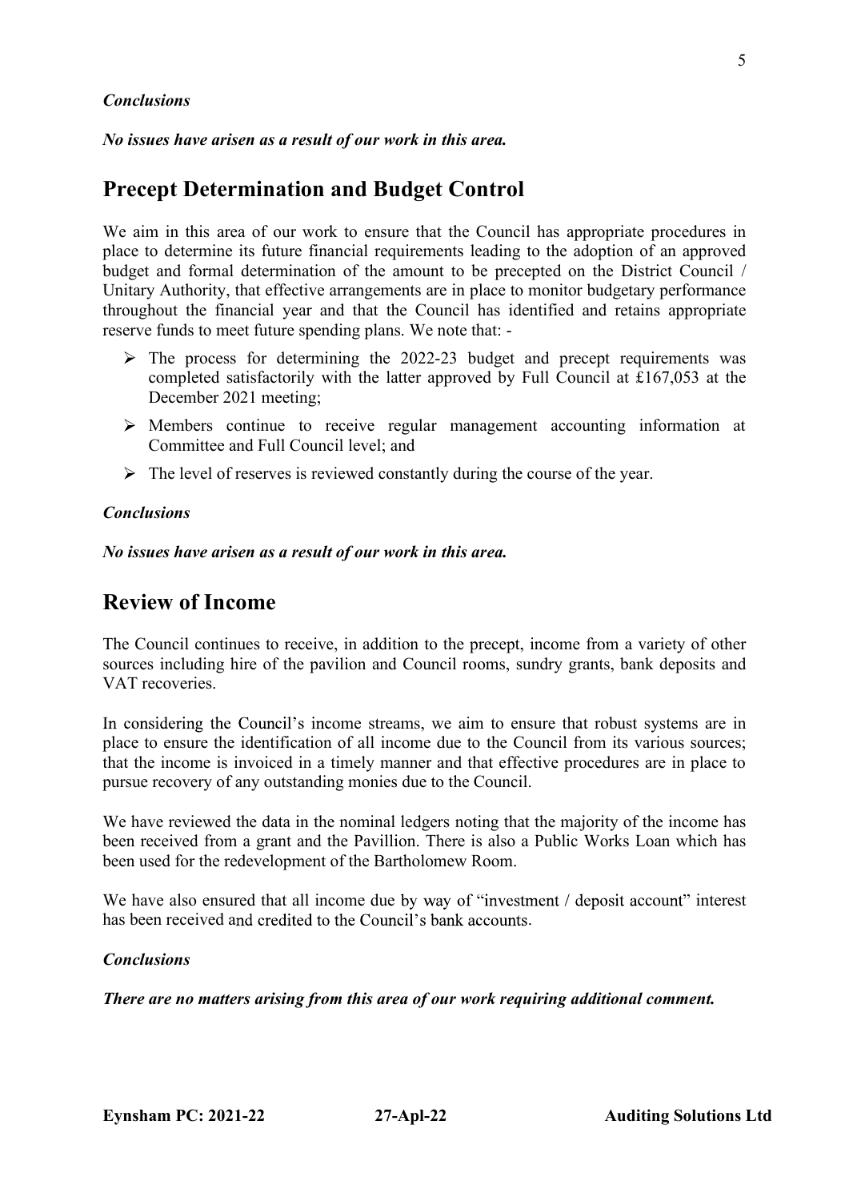***Conclusions***

***No issues have arisen as a result of our work in this area.***

## Precept Determination and Budget Control

We aim in this area of our work to ensure that the Council has appropriate procedures in place to determine its future financial requirements leading to the adoption of an approved budget and formal determination of the amount to be precepted on the District Council / Unitary Authority, that effective arrangements are in place to monitor budgetary performance throughout the financial year and that the Council has identified and retains appropriate reserve funds to meet future spending plans. We note that: -

- The process for determining the 2022-23 budget and precept requirements was completed satisfactorily with the latter approved by Full Council at £167,053 at the December 2021 meeting;
- Members continue to receive regular management accounting information at Committee and Full Council level; and
- The level of reserves is reviewed constantly during the course of the year.

***Conclusions***

***No issues have arisen as a result of our work in this area.***

## Review of Income

The Council continues to receive, in addition to the precept, income from a variety of other sources including hire of the pavilion and Council rooms, sundry grants, bank deposits and VAT recoveries.

In considering the Council's income streams, we aim to ensure that robust systems are in place to ensure the identification of all income due to the Council from its various sources; that the income is invoiced in a timely manner and that effective procedures are in place to pursue recovery of any outstanding monies due to the Council.

We have reviewed the data in the nominal ledgers noting that the majority of the income has been received from a grant and the Pavillion. There is also a Public Works Loan which has been used for the redevelopment of the Bartholomew Room.

We have also ensured that all income due by way of "investment / deposit account" interest has been received and credited to the Council's bank accounts.

***Conclusions***

***There are no matters arising from this area of our work requiring additional comment.***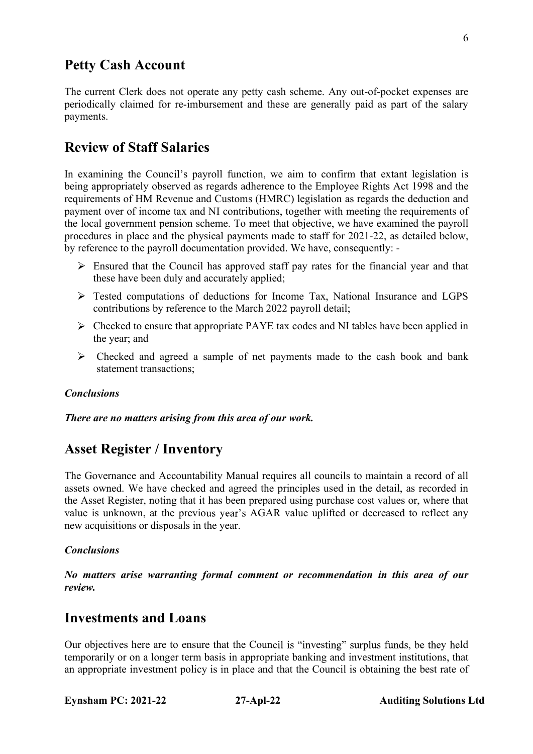## Petty Cash Account

The current Clerk does not operate any petty cash scheme. Any out-of-pocket expenses are periodically claimed for re-imbursement and these are generally paid as part of the salary payments.

## Review of Staff Salaries

In examining the Council's payroll function, we aim to confirm that extant legislation is being appropriately observed as regards adherence to the Employee Rights Act 1998 and the requirements of HM Revenue and Customs (HMRC) legislation as regards the deduction and payment over of income tax and NI contributions, together with meeting the requirements of the local government pension scheme. To meet that objective, we have examined the payroll procedures in place and the physical payments made to staff for 2021-22, as detailed below, by reference to the payroll documentation provided. We have, consequently: -

- Ensured that the Council has approved staff pay rates for the financial year and that these have been duly and accurately applied;
- Tested computations of deductions for Income Tax, National Insurance and LGPS contributions by reference to the March 2022 payroll detail;
- Checked to ensure that appropriate PAYE tax codes and NI tables have been applied in the year; and
- Checked and agreed a sample of net payments made to the cash book and bank statement transactions;

***Conclusions***

***There are no matters arising from this area of our work.***

## Asset Register / Inventory

The Governance and Accountability Manual requires all councils to maintain a record of all assets owned. We have checked and agreed the principles used in the detail, as recorded in the Asset Register, noting that it has been prepared using purchase cost values or, where that value is unknown, at the previous year's AGAR value uplifted or decreased to reflect any new acquisitions or disposals in the year.

***Conclusions***

***No matters arise warranting formal comment or recommendation in this area of our review.***

## Investments and Loans

Our objectives here are to ensure that the Council is "investing" surplus funds, be they held temporarily or on a longer term basis in appropriate banking and investment institutions, that an appropriate investment policy is in place and that the Council is obtaining the best rate of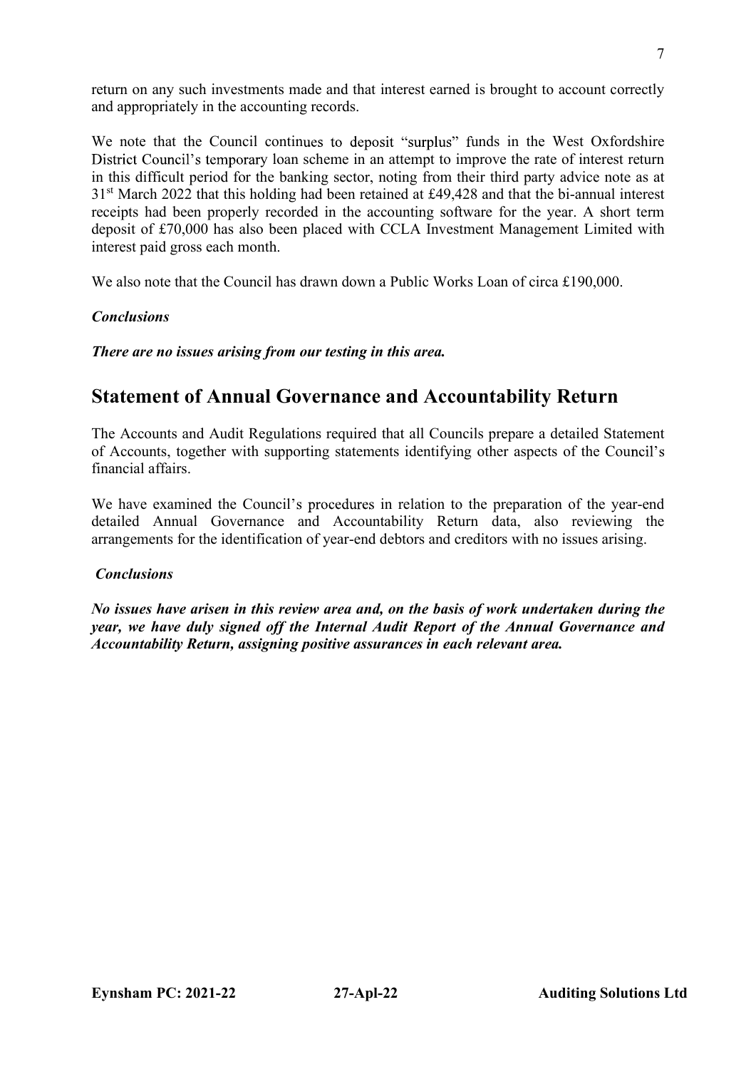return on any such investments made and that interest earned is brought to account correctly and appropriately in the accounting records.

We note that the Council continues to deposit "surplus" funds in the West Oxfordshire District Council's temporary loan scheme in an attempt to improve the rate of interest return in this difficult period for the banking sector, noting from their third party advice note as at 31st March 2022 that this holding had been retained at £49,428 and that the bi-annual interest receipts had been properly recorded in the accounting software for the year. A short term deposit of £70,000 has also been placed with CCLA Investment Management Limited with interest paid gross each month.

We also note that the Council has drawn down a Public Works Loan of circa £190,000.

***Conclusions***

***There are no issues arising from our testing in this area.***

## Statement of Annual Governance and Accountability Return

The Accounts and Audit Regulations required that all Councils prepare a detailed Statement of Accounts, together with supporting statements identifying other aspects of the Council's financial affairs.

We have examined the Council's procedures in relation to the preparation of the year-end detailed Annual Governance and Accountability Return data, also reviewing the arrangements for the identification of year-end debtors and creditors with no issues arising.

***Conclusions***

***No issues have arisen in this review area and, on the basis of work undertaken during the year, we have duly signed off the Internal Audit Report of the Annual Governance and Accountability Return, assigning positive assurances in each relevant area.***